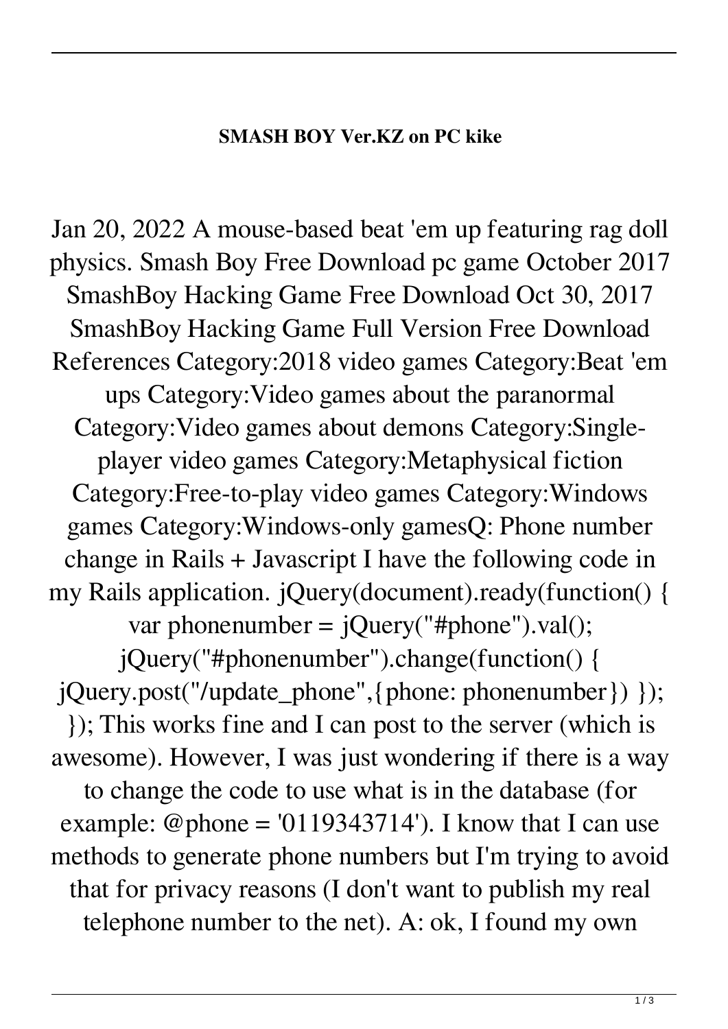**SMASH BOY Ver.KZ on PC kike**

Jan 20, 2022 A mouse-based beat 'em up featuring rag doll physics. Smash Boy Free Download pc game October 2017 SmashBoy Hacking Game Free Download Oct 30, 2017 SmashBoy Hacking Game Full Version Free Download References Category:2018 video games Category:Beat 'em ups Category:Video games about the paranormal Category:Video games about demons Category:Single-player video games Category:Metaphysical fiction Category:Free-to-play video games Category:Windows games Category:Windows-only gamesQ: Phone number change in Rails + Javascript I have the following code in my Rails application. jQuery(document).ready(function() { var phonenumber = jQuery("#phone").val(); jQuery("#phonenumber").change(function() { jQuery.post("/update_phone",{phone: phonenumber}) }); }); This works fine and I can post to the server (which is awesome). However, I was just wondering if there is a way to change the code to use what is in the database (for example: @phone = '0119343714'). I know that I can use methods to generate phone numbers but I'm trying to avoid that for privacy reasons (I don't want to publish my real telephone number to the net). A: ok, I found my own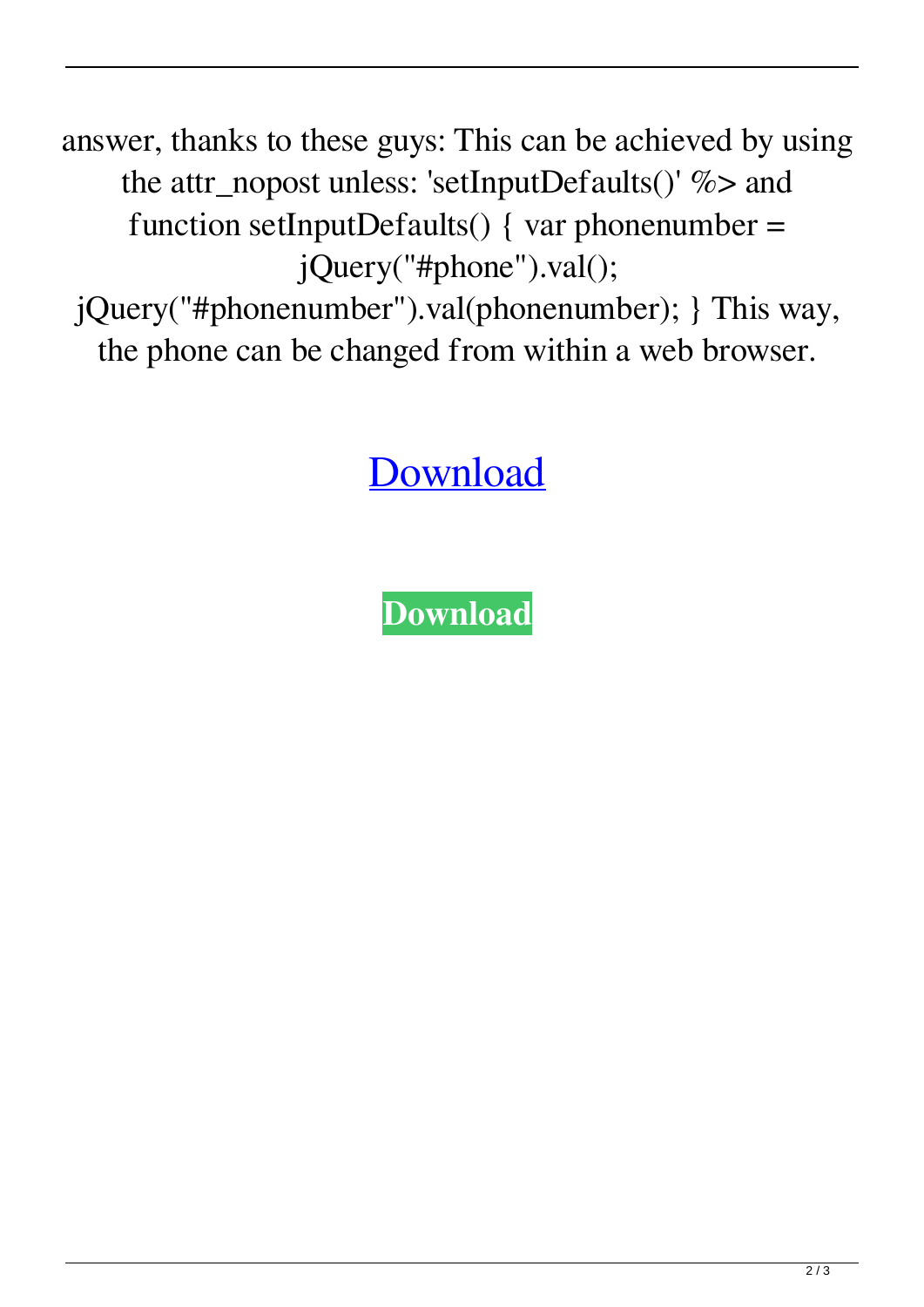answer, thanks to these guys: This can be achieved by using the attr_nopost unless: 'setInputDefaults()' %> and function setInputDefaults() { var phonenumber = jQuery("#phone").val(); jQuery("#phonenumber").val(phonenumber); } This way, the phone can be changed from within a web browser.

Download

**Download**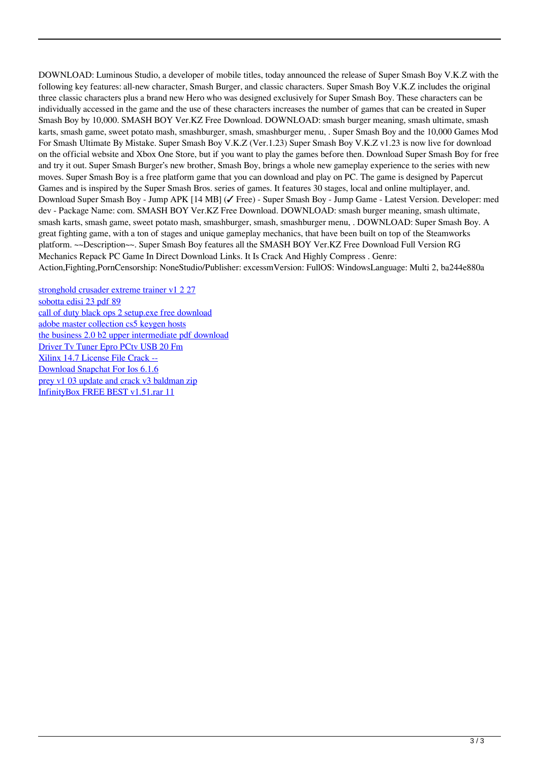DOWNLOAD: Luminous Studio, a developer of mobile titles, today announced the release of Super Smash Boy V.K.Z with the following key features: all-new character, Smash Burger, and classic characters. Super Smash Boy V.K.Z includes the original three classic characters plus a brand new Hero who was designed exclusively for Super Smash Boy. These characters can be individually accessed in the game and the use of these characters increases the number of games that can be created in Super Smash Boy by 10,000. SMASH BOY Ver.KZ Free Download. DOWNLOAD: smash burger meaning, smash ultimate, smash karts, smash game, sweet potato mash, smashburger, smash, smashburger menu, . Super Smash Boy and the 10,000 Games Mod For Smash Ultimate By Mistake. Super Smash Boy V.K.Z (Ver.1.23) Super Smash Boy V.K.Z v1.23 is now live for download on the official website and Xbox One Store, but if you want to play the games before then. Download Super Smash Boy for free and try it out. Super Smash Burger's new brother, Smash Boy, brings a whole new gameplay experience to the series with new moves. Super Smash Boy is a free platform game that you can download and play on PC. The game is designed by Papercut Games and is inspired by the Super Smash Bros. series of games. It features 30 stages, local and online multiplayer, and. Download Super Smash Boy - Jump APK [14 MB] (✓ Free) - Super Smash Boy - Jump Game - Latest Version. Developer: med dev - Package Name: com. SMASH BOY Ver.KZ Free Download. DOWNLOAD: smash burger meaning, smash ultimate, smash karts, smash game, sweet potato mash, smashburger, smash, smashburger menu, . DOWNLOAD: Super Smash Boy. A great fighting game, with a ton of stages and unique gameplay mechanics, that have been built on top of the Steamworks platform. ~~Description~~. Super Smash Boy features all the SMASH BOY Ver.KZ Free Download Full Version RG Mechanics Repack PC Game In Direct Download Links. It Is Crack And Highly Compress . Genre: Action,Fighting,PornCensorship: NoneStudio/Publisher: excessmVersion: FullOS: WindowsLanguage: Multi 2, ba244e880a

stronghold crusader extreme trainer v1 2 27
sobotta edisi 23 pdf 89
call of duty black ops 2 setup.exe free download
adobe master collection cs5 keygen hosts
the business 2.0 b2 upper intermediate pdf download
Driver Tv Tuner Epro PCtv USB 20 Fm
Xilinx 14.7 License File Crack --
Download Snapchat For Ios 6.1.6
prey v1 03 update and crack v3 baldman zip
InfinityBox FREE BEST v1.51.rar 11